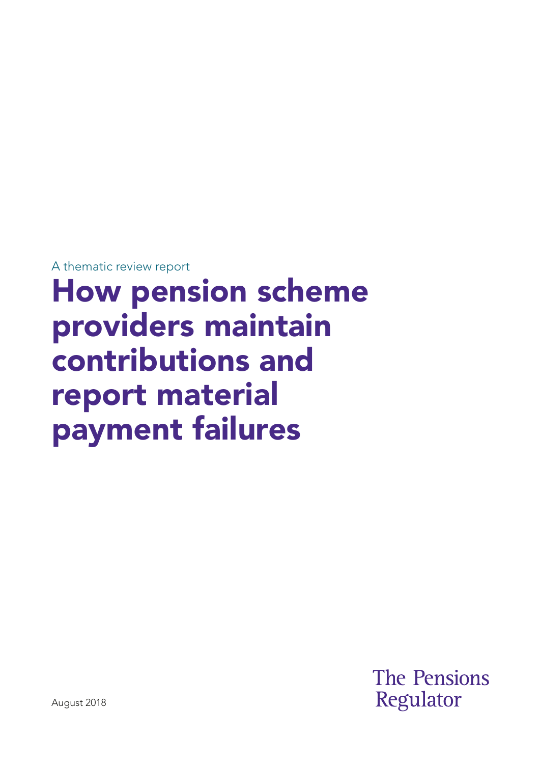A thematic review report

# How pension scheme providers maintain contributions and report material payment failures

August 2018

The Pensions Regulator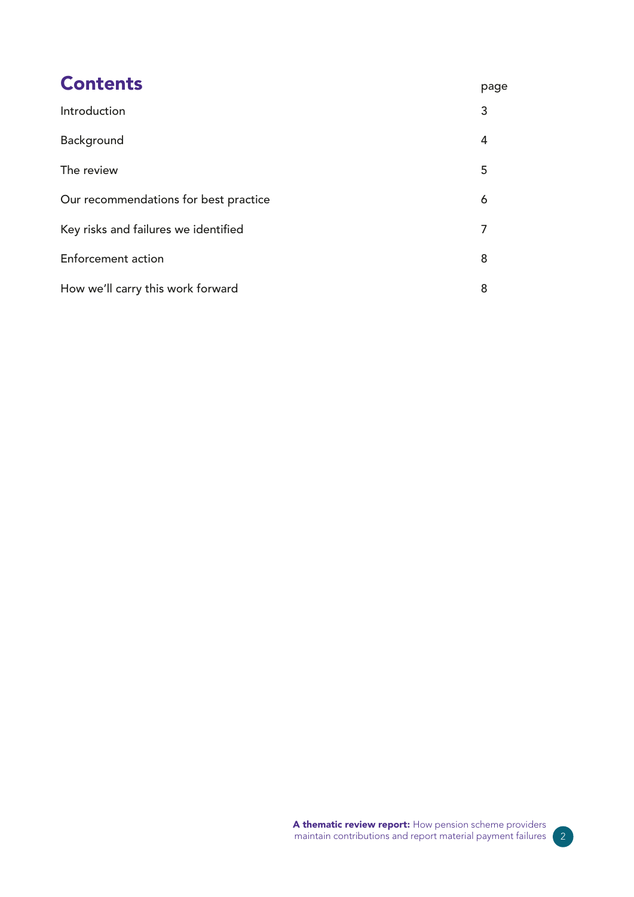# Contents

| | page |
|---|---|
| Introduction | 3 |
| Background | 4 |
| The review | 5 |
| Our recommendations for best practice | 6 |
| Key risks and failures we identified | 7 |
| Enforcement action | 8 |
| How we'll carry this work forward | 8 |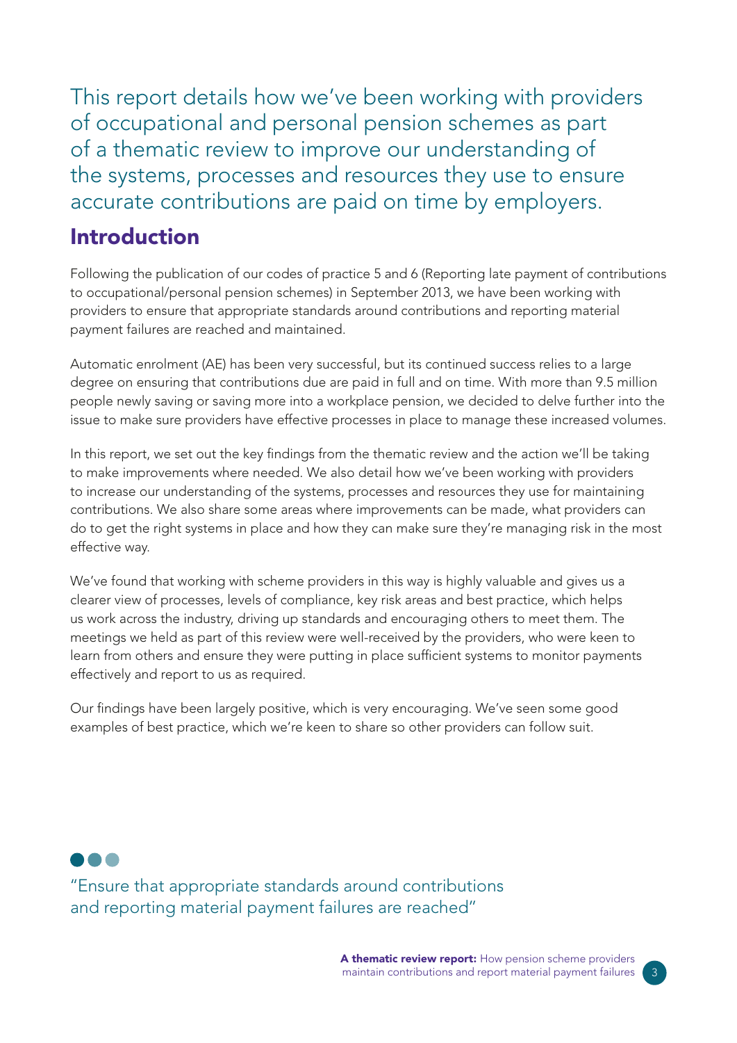This report details how we've been working with providers of occupational and personal pension schemes as part of a thematic review to improve our understanding of the systems, processes and resources they use to ensure accurate contributions are paid on time by employers.

## Introduction

Following the publication of our codes of practice 5 and 6 (Reporting late payment of contributions to occupational/personal pension schemes) in September 2013, we have been working with providers to ensure that appropriate standards around contributions and reporting material payment failures are reached and maintained.

Automatic enrolment (AE) has been very successful, but its continued success relies to a large degree on ensuring that contributions due are paid in full and on time. With more than 9.5 million people newly saving or saving more into a workplace pension, we decided to delve further into the issue to make sure providers have effective processes in place to manage these increased volumes.

In this report, we set out the key findings from the thematic review and the action we'll be taking to make improvements where needed. We also detail how we've been working with providers to increase our understanding of the systems, processes and resources they use for maintaining contributions. We also share some areas where improvements can be made, what providers can do to get the right systems in place and how they can make sure they're managing risk in the most effective way.

We've found that working with scheme providers in this way is highly valuable and gives us a clearer view of processes, levels of compliance, key risk areas and best practice, which helps us work across the industry, driving up standards and encouraging others to meet them. The meetings we held as part of this review were well-received by the providers, who were keen to learn from others and ensure they were putting in place sufficient systems to monitor payments effectively and report to us as required.

Our findings have been largely positive, which is very encouraging. We've seen some good examples of best practice, which we're keen to share so other providers can follow suit.

"Ensure that appropriate standards around contributions and reporting material payment failures are reached"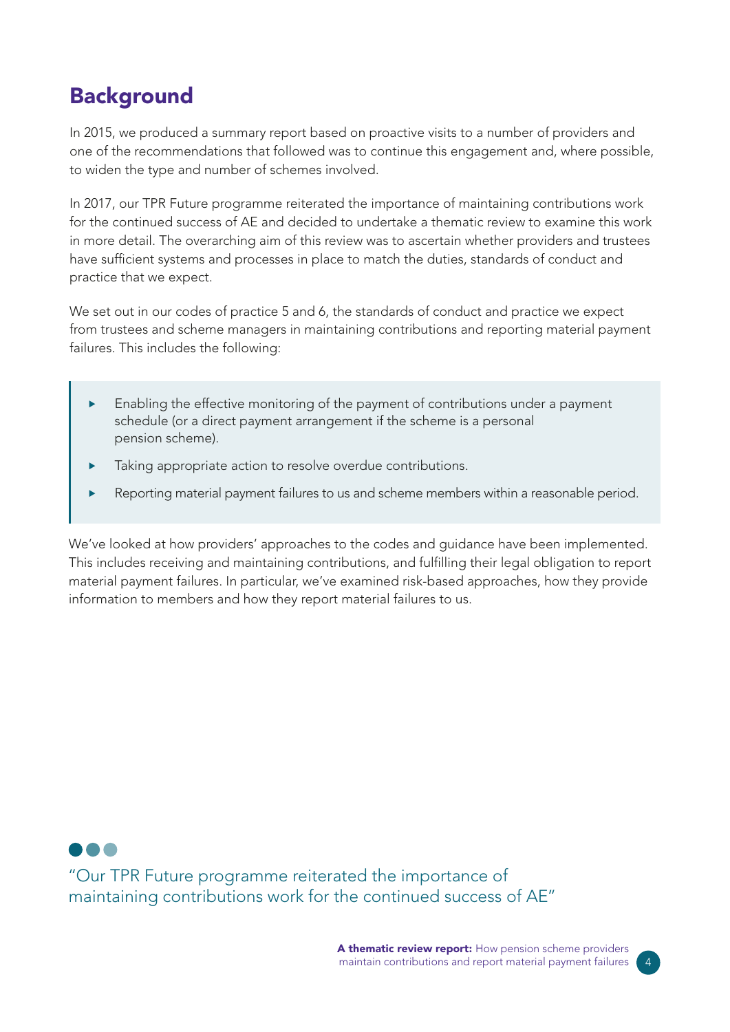## Background

In 2015, we produced a summary report based on proactive visits to a number of providers and one of the recommendations that followed was to continue this engagement and, where possible, to widen the type and number of schemes involved.

In 2017, our TPR Future programme reiterated the importance of maintaining contributions work for the continued success of AE and decided to undertake a thematic review to examine this work in more detail. The overarching aim of this review was to ascertain whether providers and trustees have sufficient systems and processes in place to match the duties, standards of conduct and practice that we expect.

We set out in our codes of practice 5 and 6, the standards of conduct and practice we expect from trustees and scheme managers in maintaining contributions and reporting material payment failures. This includes the following:

- Enabling the effective monitoring of the payment of contributions under a payment schedule (or a direct payment arrangement if the scheme is a personal pension scheme).
- Taking appropriate action to resolve overdue contributions.
- Reporting material payment failures to us and scheme members within a reasonable period.

We've looked at how providers' approaches to the codes and guidance have been implemented. This includes receiving and maintaining contributions, and fulfilling their legal obligation to report material payment failures. In particular, we've examined risk-based approaches, how they provide information to members and how they report material failures to us.

"Our TPR Future programme reiterated the importance of maintaining contributions work for the continued success of AE"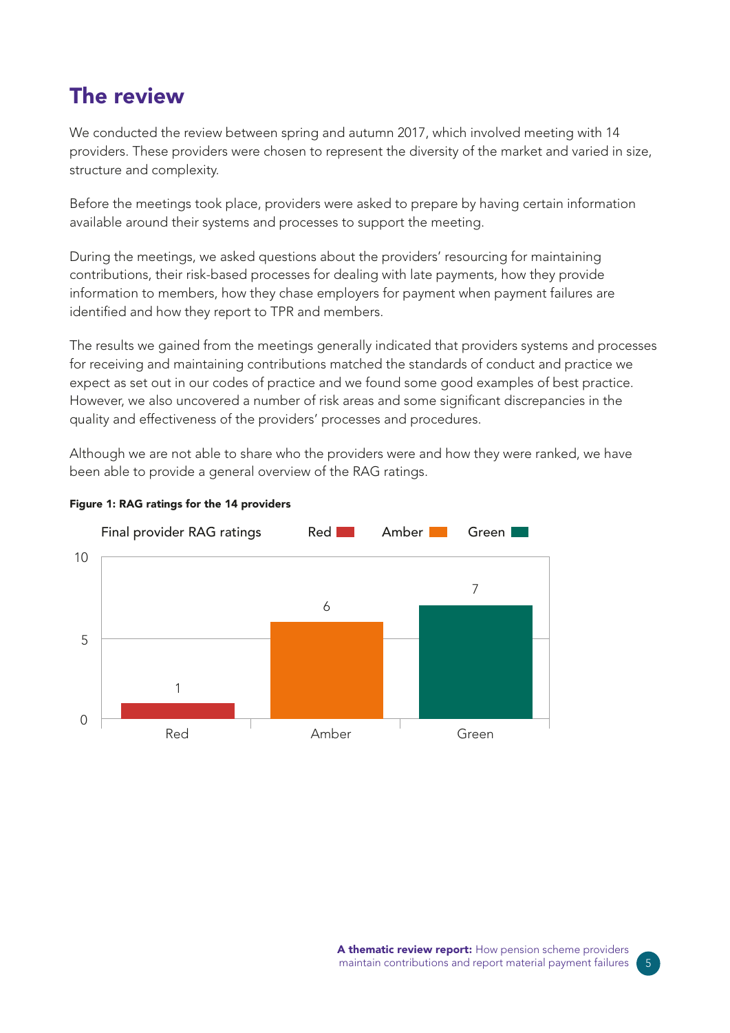# The review

We conducted the review between spring and autumn 2017, which involved meeting with 14 providers. These providers were chosen to represent the diversity of the market and varied in size, structure and complexity.

Before the meetings took place, providers were asked to prepare by having certain information available around their systems and processes to support the meeting.

During the meetings, we asked questions about the providers' resourcing for maintaining contributions, their risk-based processes for dealing with late payments, how they provide information to members, how they chase employers for payment when payment failures are identified and how they report to TPR and members.

The results we gained from the meetings generally indicated that providers systems and processes for receiving and maintaining contributions matched the standards of conduct and practice we expect as set out in our codes of practice and we found some good examples of best practice. However, we also uncovered a number of risk areas and some significant discrepancies in the quality and effectiveness of the providers' processes and procedures.

Although we are not able to share who the providers were and how they were ranked, we have been able to provide a general overview of the RAG ratings.

**Figure 1: RAG ratings for the 14 providers**

Final provider RAG ratings

| Rating | Number of providers |
|---|---|
| Red | 1 |
| Amber | 6 |
| Green | 7 |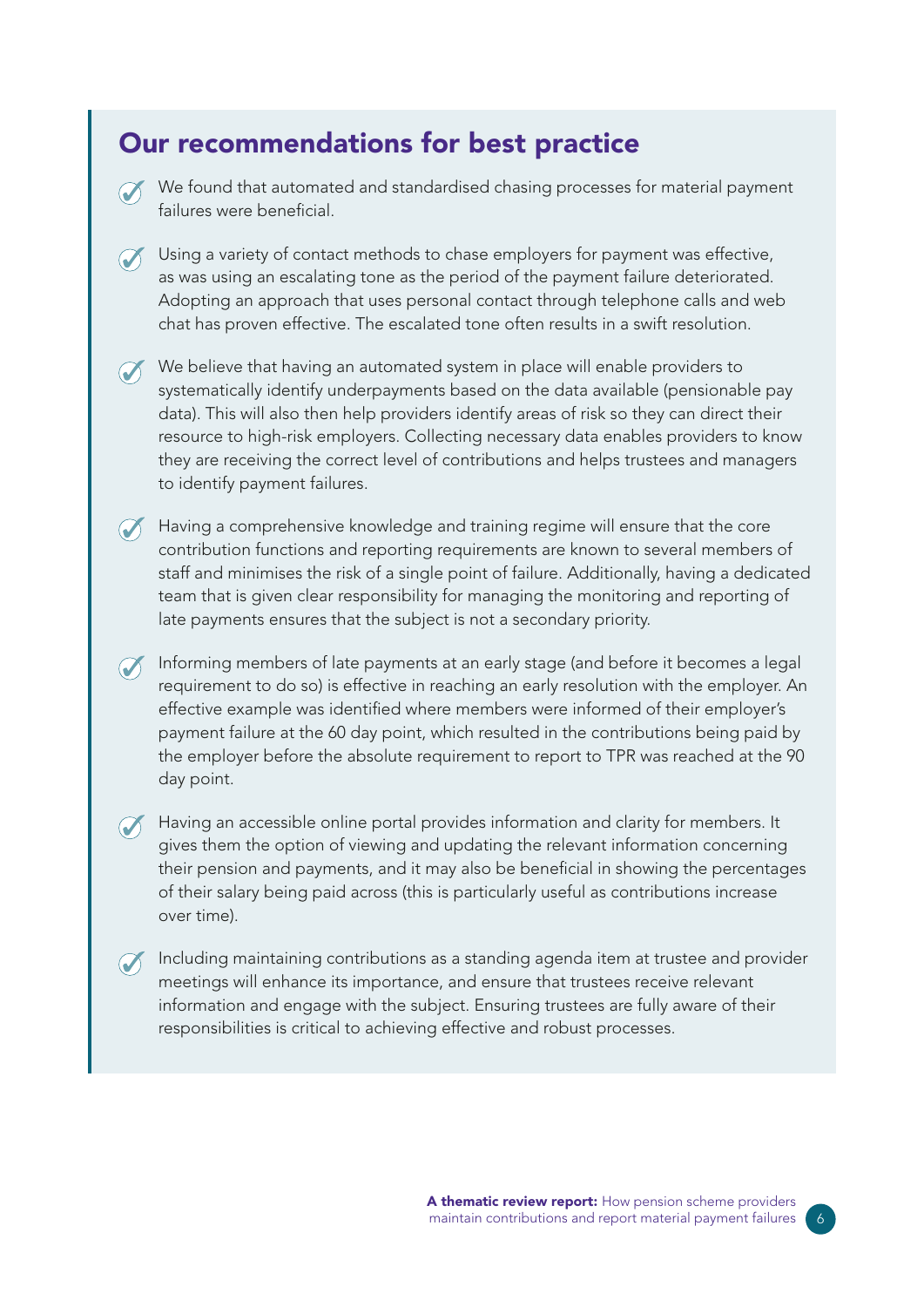## Our recommendations for best practice

- We found that automated and standardised chasing processes for material payment failures were beneficial.
- Using a variety of contact methods to chase employers for payment was effective, as was using an escalating tone as the period of the payment failure deteriorated. Adopting an approach that uses personal contact through telephone calls and web chat has proven effective. The escalated tone often results in a swift resolution.
- We believe that having an automated system in place will enable providers to systematically identify underpayments based on the data available (pensionable pay data). This will also then help providers identify areas of risk so they can direct their resource to high-risk employers. Collecting necessary data enables providers to know they are receiving the correct level of contributions and helps trustees and managers to identify payment failures.
- Having a comprehensive knowledge and training regime will ensure that the core contribution functions and reporting requirements are known to several members of staff and minimises the risk of a single point of failure. Additionally, having a dedicated team that is given clear responsibility for managing the monitoring and reporting of late payments ensures that the subject is not a secondary priority.
- Informing members of late payments at an early stage (and before it becomes a legal requirement to do so) is effective in reaching an early resolution with the employer. An effective example was identified where members were informed of their employer's payment failure at the 60 day point, which resulted in the contributions being paid by the employer before the absolute requirement to report to TPR was reached at the 90 day point.
- Having an accessible online portal provides information and clarity for members. It gives them the option of viewing and updating the relevant information concerning their pension and payments, and it may also be beneficial in showing the percentages of their salary being paid across (this is particularly useful as contributions increase over time).
- Including maintaining contributions as a standing agenda item at trustee and provider meetings will enhance its importance, and ensure that trustees receive relevant information and engage with the subject. Ensuring trustees are fully aware of their responsibilities is critical to achieving effective and robust processes.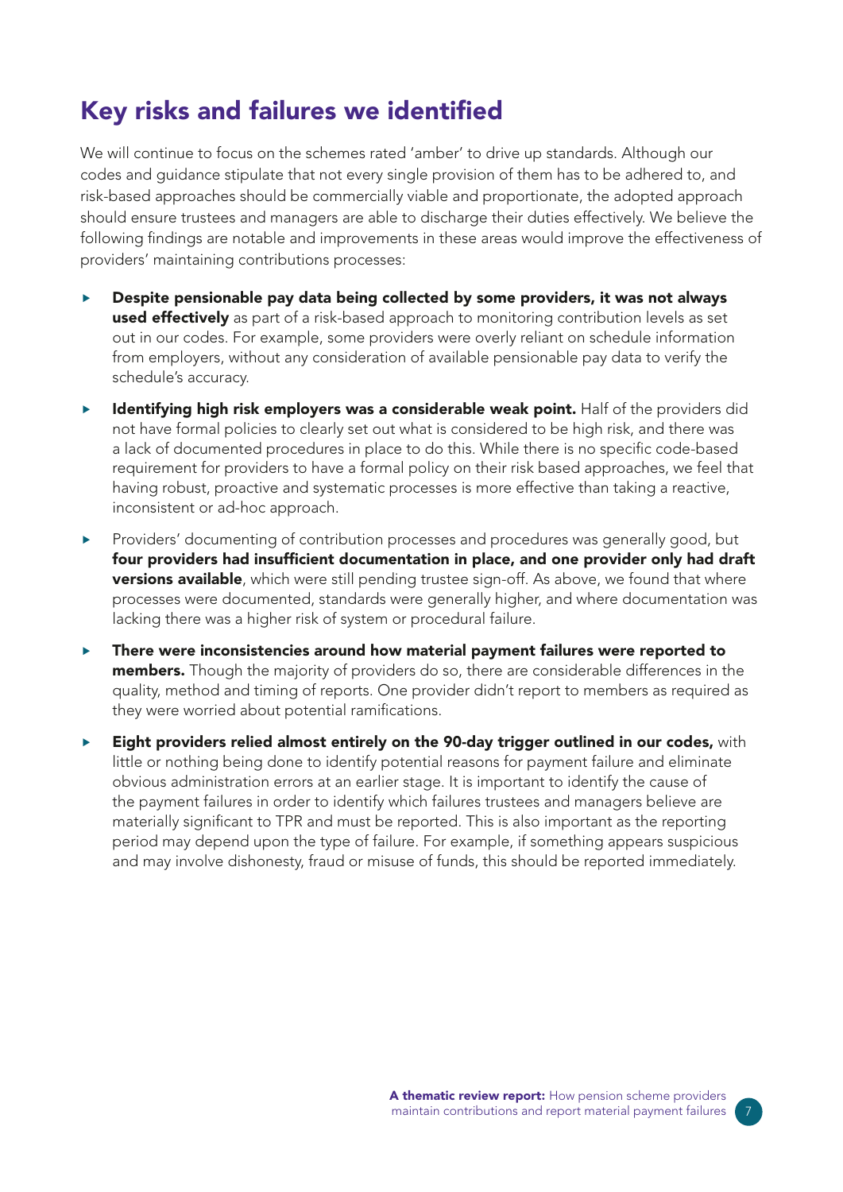## Key risks and failures we identified

We will continue to focus on the schemes rated 'amber' to drive up standards. Although our codes and guidance stipulate that not every single provision of them has to be adhered to, and risk-based approaches should be commercially viable and proportionate, the adopted approach should ensure trustees and managers are able to discharge their duties effectively. We believe the following findings are notable and improvements in these areas would improve the effectiveness of providers' maintaining contributions processes:

- **Despite pensionable pay data being collected by some providers, it was not always used effectively** as part of a risk-based approach to monitoring contribution levels as set out in our codes. For example, some providers were overly reliant on schedule information from employers, without any consideration of available pensionable pay data to verify the schedule's accuracy.
- **Identifying high risk employers was a considerable weak point.** Half of the providers did not have formal policies to clearly set out what is considered to be high risk, and there was a lack of documented procedures in place to do this. While there is no specific code-based requirement for providers to have a formal policy on their risk based approaches, we feel that having robust, proactive and systematic processes is more effective than taking a reactive, inconsistent or ad-hoc approach.
- Providers' documenting of contribution processes and procedures was generally good, but **four providers had insufficient documentation in place, and one provider only had draft versions available**, which were still pending trustee sign-off. As above, we found that where processes were documented, standards were generally higher, and where documentation was lacking there was a higher risk of system or procedural failure.
- **There were inconsistencies around how material payment failures were reported to members.** Though the majority of providers do so, there are considerable differences in the quality, method and timing of reports. One provider didn't report to members as required as they were worried about potential ramifications.
- **Eight providers relied almost entirely on the 90-day trigger outlined in our codes,** with little or nothing being done to identify potential reasons for payment failure and eliminate obvious administration errors at an earlier stage. It is important to identify the cause of the payment failures in order to identify which failures trustees and managers believe are materially significant to TPR and must be reported. This is also important as the reporting period may depend upon the type of failure. For example, if something appears suspicious and may involve dishonesty, fraud or misuse of funds, this should be reported immediately.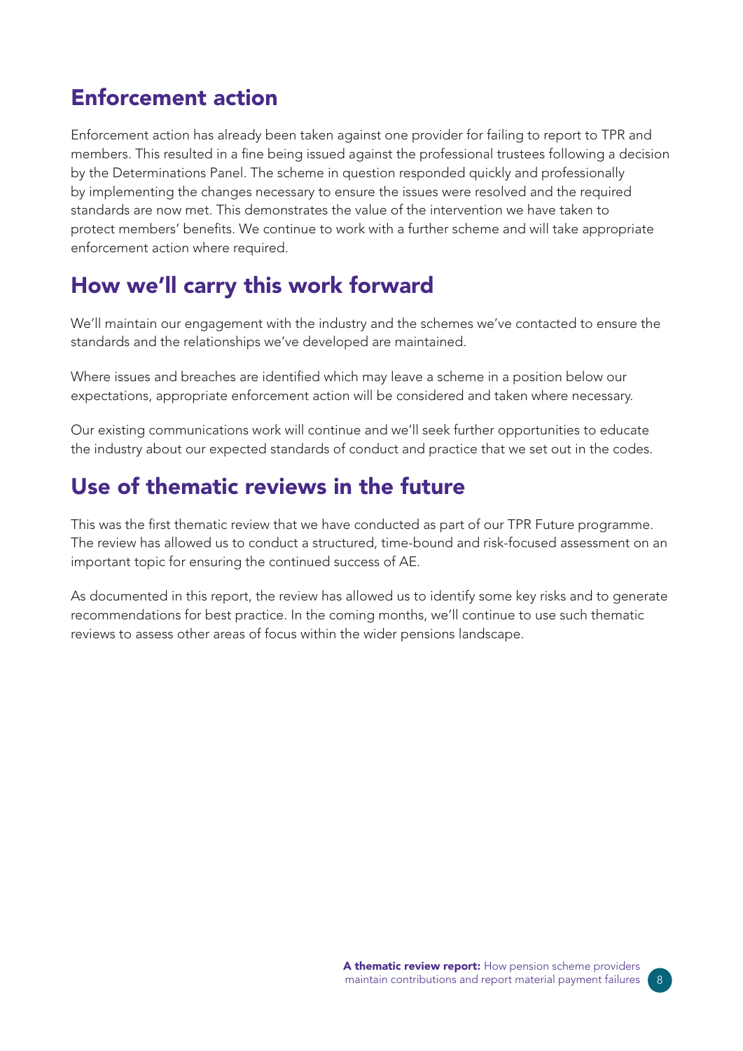## Enforcement action

Enforcement action has already been taken against one provider for failing to report to TPR and members. This resulted in a fine being issued against the professional trustees following a decision by the Determinations Panel. The scheme in question responded quickly and professionally by implementing the changes necessary to ensure the issues were resolved and the required standards are now met. This demonstrates the value of the intervention we have taken to protect members' benefits. We continue to work with a further scheme and will take appropriate enforcement action where required.

## How we'll carry this work forward

We'll maintain our engagement with the industry and the schemes we've contacted to ensure the standards and the relationships we've developed are maintained.

Where issues and breaches are identified which may leave a scheme in a position below our expectations, appropriate enforcement action will be considered and taken where necessary.

Our existing communications work will continue and we'll seek further opportunities to educate the industry about our expected standards of conduct and practice that we set out in the codes.

## Use of thematic reviews in the future

This was the first thematic review that we have conducted as part of our TPR Future programme. The review has allowed us to conduct a structured, time-bound and risk-focused assessment on an important topic for ensuring the continued success of AE.

As documented in this report, the review has allowed us to identify some key risks and to generate recommendations for best practice. In the coming months, we'll continue to use such thematic reviews to assess other areas of focus within the wider pensions landscape.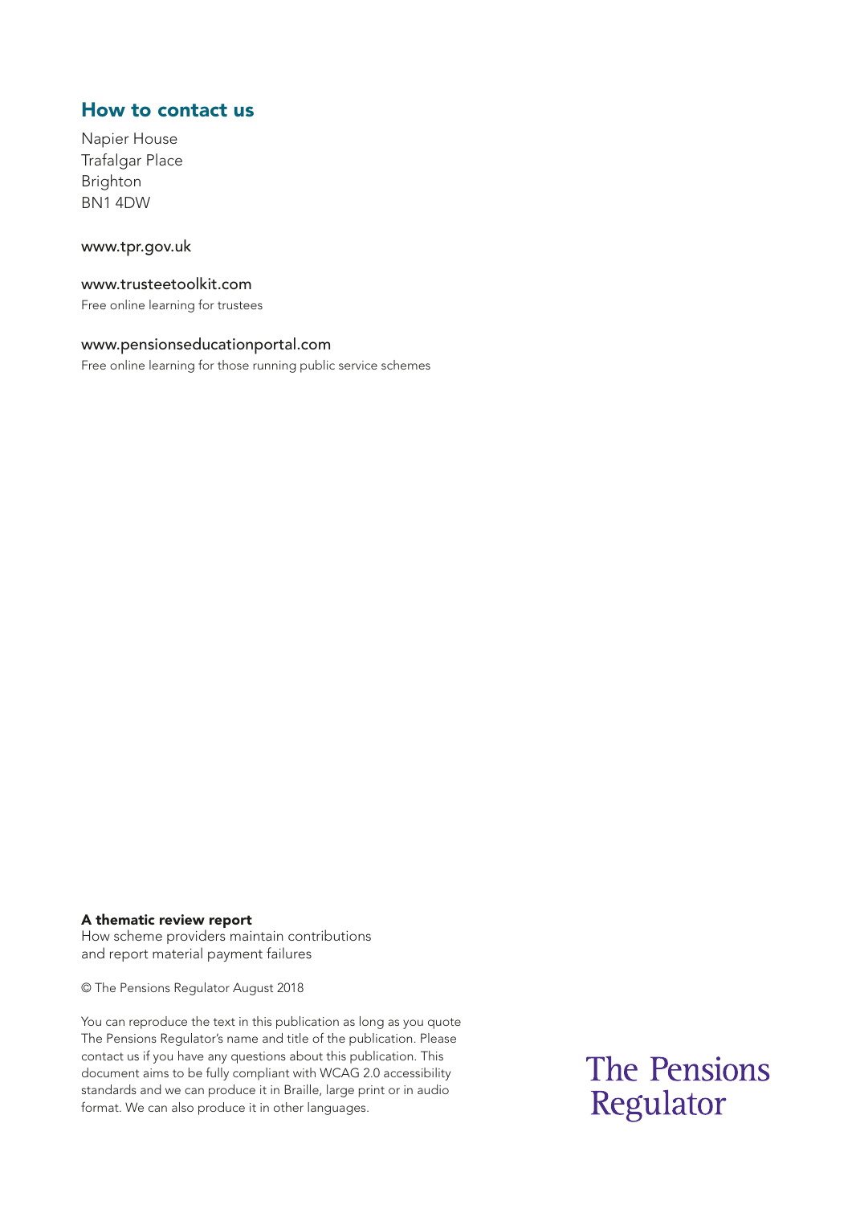## How to contact us

Napier House
Trafalgar Place
Brighton
BN1 4DW

www.tpr.gov.uk

www.trusteetoolkit.com
Free online learning for trustees

www.pensionseducationportal.com
Free online learning for those running public service schemes

**A thematic review report**
How scheme providers maintain contributions and report material payment failures

© The Pensions Regulator August 2018

You can reproduce the text in this publication as long as you quote The Pensions Regulator's name and title of the publication. Please contact us if you have any questions about this publication. This document aims to be fully compliant with WCAG 2.0 accessibility standards and we can produce it in Braille, large print or in audio format. We can also produce it in other languages.

The Pensions Regulator